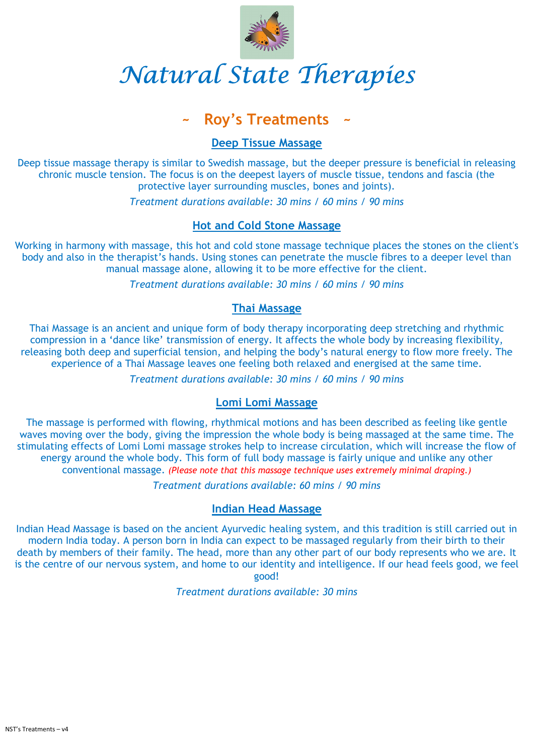# Natural State Therapies

## ~ Roy's Treatments ~

### Deep Tissue Massage

Deep tissue massage therapy is similar to Swedish massage, but the deeper pressure is beneficial in releasing chronic muscle tension. The focus is on the deepest layers of muscle tissue, tendons and fascia (the protective layer surrounding muscles, bones and joints).

*Treatment durations available: 30 mins / 60 mins / 90 mins*

### Hot and Cold Stone Massage

Working in harmony with massage, this hot and cold stone massage technique places the stones on the client's body and also in the therapist's hands. Using stones can penetrate the muscle fibres to a deeper level than manual massage alone, allowing it to be more effective for the client.

*Treatment durations available: 30 mins / 60 mins / 90 mins*

### Thai Massage

Thai Massage is an ancient and unique form of body therapy incorporating deep stretching and rhythmic compression in a 'dance like' transmission of energy. It affects the whole body by increasing flexibility, releasing both deep and superficial tension, and helping the body's natural energy to flow more freely. The experience of a Thai Massage leaves one feeling both relaxed and energised at the same time.

*Treatment durations available: 30 mins / 60 mins / 90 mins*

### Lomi Lomi Massage

The massage is performed with flowing, rhythmical motions and has been described as feeling like gentle waves moving over the body, giving the impression the whole body is being massaged at the same time. The stimulating effects of Lomi Lomi massage strokes help to increase circulation, which will increase the flow of energy around the whole body. This form of full body massage is fairly unique and unlike any other conventional massage. *(Please note that this massage technique uses extremely minimal draping.)*

*Treatment durations available: 60 mins / 90 mins*

### Indian Head Massage

Indian Head Massage is based on the ancient Ayurvedic healing system, and this tradition is still carried out in modern India today. A person born in India can expect to be massaged regularly from their birth to their death by members of their family. The head, more than any other part of our body represents who we are. It is the centre of our nervous system, and home to our identity and intelligence. If our head feels good, we feel good!

*Treatment durations available: 30 mins*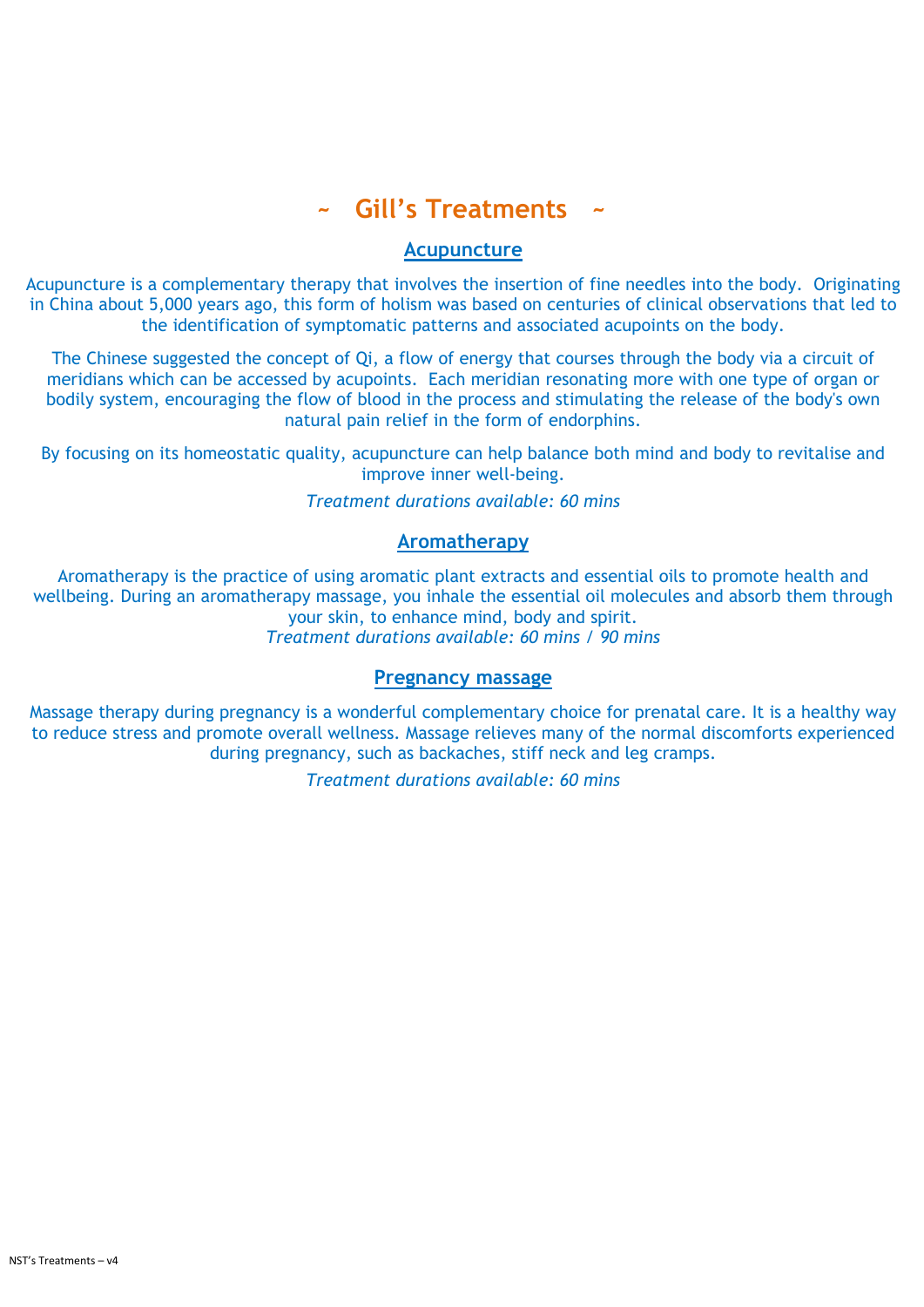# ~ Gill's Treatments ~

## Acupuncture

Acupuncture is a complementary therapy that involves the insertion of fine needles into the body. Originating in China about 5,000 years ago, this form of holism was based on centuries of clinical observations that led to the identification of symptomatic patterns and associated acupoints on the body.

The Chinese suggested the concept of Qi, a flow of energy that courses through the body via a circuit of meridians which can be accessed by acupoints. Each meridian resonating more with one type of organ or bodily system, encouraging the flow of blood in the process and stimulating the release of the body's own natural pain relief in the form of endorphins.

By focusing on its homeostatic quality, acupuncture can help balance both mind and body to revitalise and improve inner well-being.

*Treatment durations available: 60 mins*

## Aromatherapy

Aromatherapy is the practice of using aromatic plant extracts and essential oils to promote health and wellbeing. During an aromatherapy massage, you inhale the essential oil molecules and absorb them through your skin, to enhance mind, body and spirit.

*Treatment durations available: 60 mins / 90 mins*

## Pregnancy massage

Massage therapy during pregnancy is a wonderful complementary choice for prenatal care. It is a healthy way to reduce stress and promote overall wellness. Massage relieves many of the normal discomforts experienced during pregnancy, such as backaches, stiff neck and leg cramps.

*Treatment durations available: 60 mins*